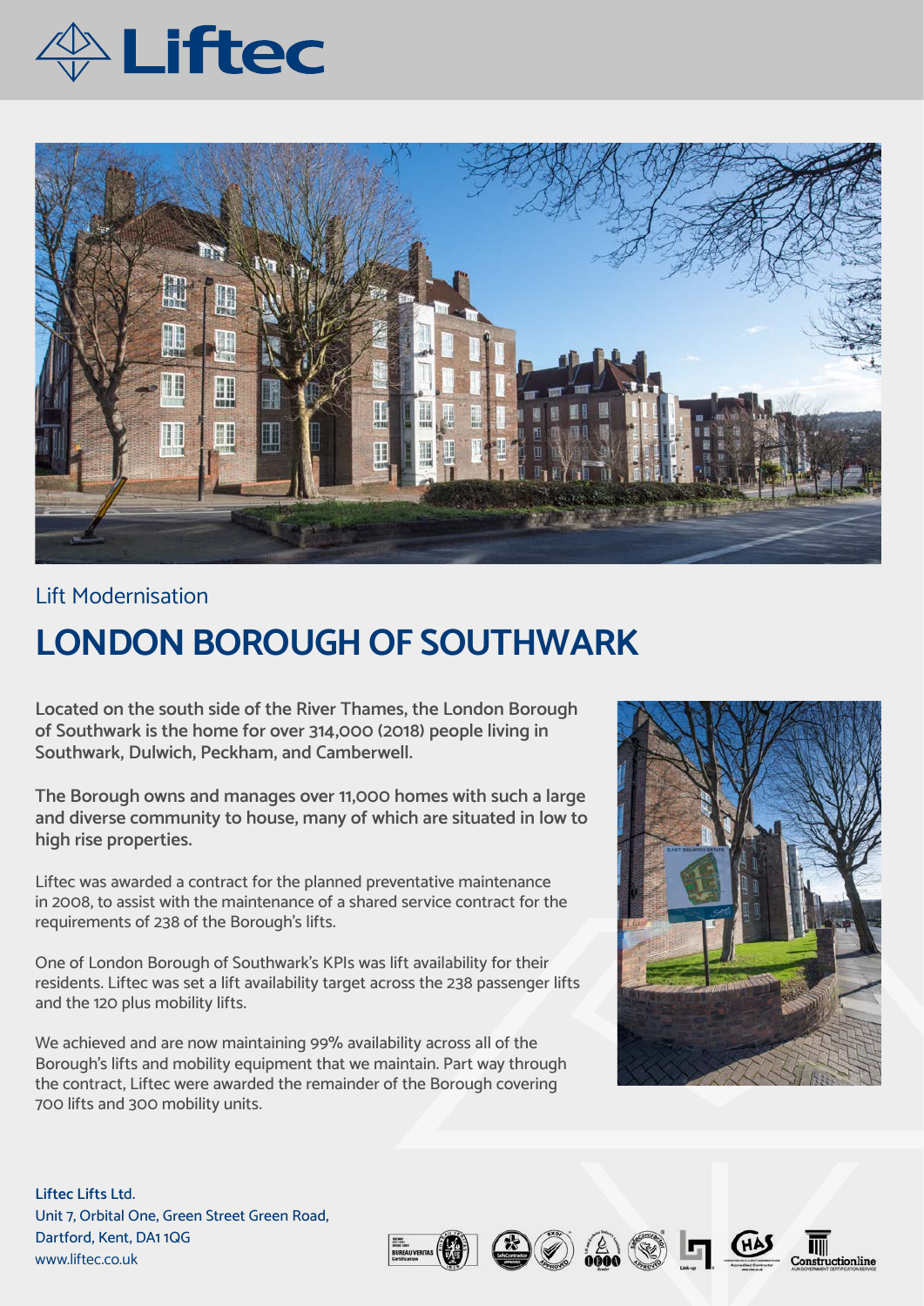Liftec

Lift Modernisation

# LONDON BOROUGH OF SOUTHWARK

**Located on the south side of the River Thames, the London Borough of Southwark is the home for over 314,000 (2018) people living in Southwark, Dulwich, Peckham, and Camberwell.**

**The Borough owns and manages over 11,000 homes with such a large and diverse community to house, many of which are situated in low to high rise properties.**

Liftec was awarded a contract for the planned preventative maintenance in 2008, to assist with the maintenance of a shared service contract for the requirements of 238 of the Borough's lifts.

One of London Borough of Southwark's KPIs was lift availability for their residents. Liftec was set a lift availability target across the 238 passenger lifts and the 120 plus mobility lifts.

We achieved and are now maintaining 99% availability across all of the Borough's lifts and mobility equipment that we maintain. Part way through the contract, Liftec were awarded the remainder of the Borough covering 700 lifts and 300 mobility units.

**Liftec Lifts Ltd.**
Unit 7, Orbital One, Green Street Green Road,
Dartford, Kent, DA1 1QG
www.liftec.co.uk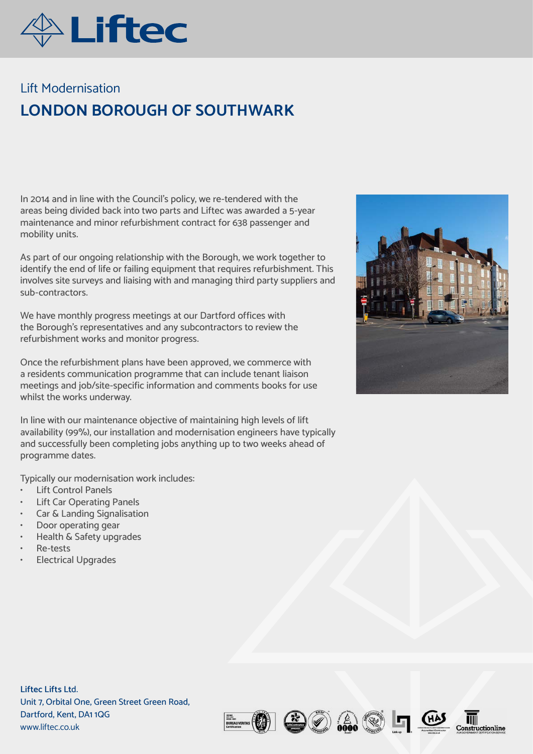# Liftec

## Lift Modernisation

## LONDON BOROUGH OF SOUTHWARK

In 2014 and in line with the Council's policy, we re-tendered with the areas being divided back into two parts and Liftec was awarded a 5-year maintenance and minor refurbishment contract for 638 passenger and mobility units.

As part of our ongoing relationship with the Borough, we work together to identify the end of life or failing equipment that requires refurbishment. This involves site surveys and liaising with and managing third party suppliers and sub-contractors.

We have monthly progress meetings at our Dartford offices with the Borough's representatives and any subcontractors to review the refurbishment works and monitor progress.

Once the refurbishment plans have been approved, we commerce with a residents communication programme that can include tenant liaison meetings and job/site-specific information and comments books for use whilst the works underway.

In line with our maintenance objective of maintaining high levels of lift availability (99%), our installation and modernisation engineers have typically and successfully been completing jobs anything up to two weeks ahead of programme dates.

Typically our modernisation work includes:

- Lift Control Panels
- Lift Car Operating Panels
- Car & Landing Signalisation
- Door operating gear
- Health & Safety upgrades
- Re-tests
- Electrical Upgrades

**Liftec Lifts Ltd.**
Unit 7, Orbital One, Green Street Green Road,
Dartford, Kent, DA1 1QG
www.liftec.co.uk